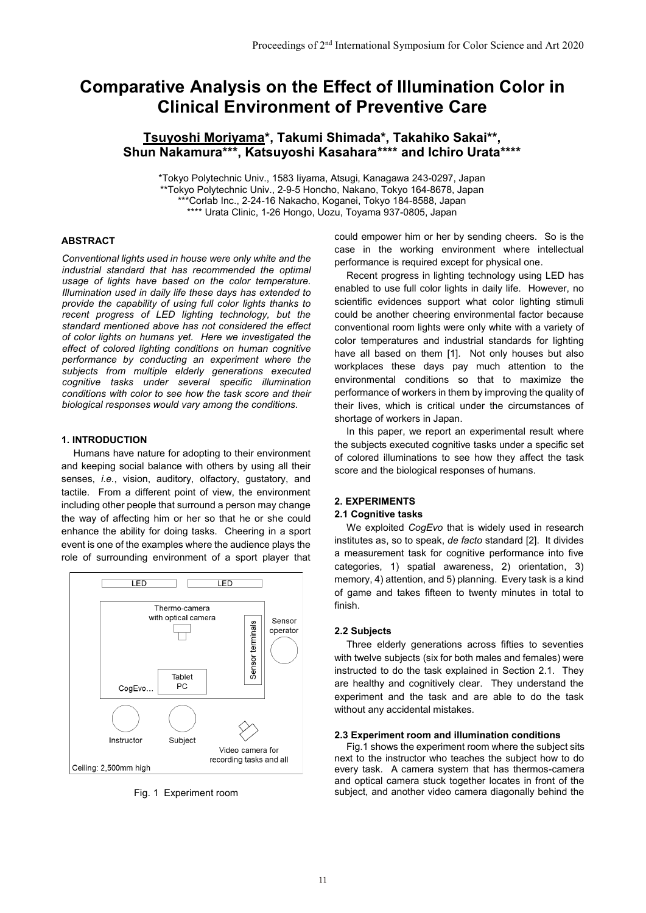# Comparative Analysis on the Effect of Illumination Color in Clinical Environment of Preventive Care

**Tsuyoshi Moriyama*, Takumi Shimada*, Takahiko Sakai**, Shun Nakamura***, Katsuyoshi Kasahara**** and Ichiro Urata******

*Tokyo Polytechnic Univ., 1583 Iiyama, Atsugi, Kanagawa 243-0297, Japan
**Tokyo Polytechnic Univ., 2-9-5 Honcho, Nakano, Tokyo 164-8678, Japan
***Corlab Inc., 2-24-16 Nakacho, Koganei, Tokyo 184-8588, Japan
**** Urata Clinic, 1-26 Hongo, Uozu, Toyama 937-0805, Japan

### ABSTRACT

*Conventional lights used in house were only white and the industrial standard that has recommended the optimal usage of lights have based on the color temperature. Illumination used in daily life these days has extended to provide the capability of using full color lights thanks to recent progress of LED lighting technology, but the standard mentioned above has not considered the effect of color lights on humans yet. Here we investigated the effect of colored lighting conditions on human cognitive performance by conducting an experiment where the subjects from multiple elderly generations executed cognitive tasks under several specific illumination conditions with color to see how the task score and their biological responses would vary among the conditions.*

### 1. INTRODUCTION

Humans have nature for adopting to their environment and keeping social balance with others by using all their senses, *i.e.*, vision, auditory, olfactory, gustatory, and tactile. From a different point of view, the environment including other people that surround a person may change the way of affecting him or her so that he or she could enhance the ability for doing tasks. Cheering in a sport event is one of the examples where the audience plays the role of surrounding environment of a sport player that could empower him or her by sending cheers. So is the case in the working environment where intellectual performance is required except for physical one.

Recent progress in lighting technology using LED has enabled to use full color lights in daily life. However, no scientific evidences support what color lighting stimuli could be another cheering environmental factor because conventional room lights were only white with a variety of color temperatures and industrial standards for lighting have all based on them [1]. Not only houses but also workplaces these days pay much attention to the environmental conditions so that to maximize the performance of workers in them by improving the quality of their lives, which is critical under the circumstances of shortage of workers in Japan.

In this paper, we report an experimental result where the subjects executed cognitive tasks under a specific set of colored illuminations to see how they affect the task score and the biological responses of humans.

LED LED
Thermo-camera with optical camera
Sensor terminals
Sensor operator
Tablet PC
CogEvo...
Instructor Subject
Video camera for recording tasks and all
Ceiling: 2,500mm high

Fig. 1 Experiment room

### 2. EXPERIMENTS

#### 2.1 Cognitive tasks

We exploited *CogEvo* that is widely used in research institutes as, so to speak, *de facto* standard [2]. It divides a measurement task for cognitive performance into five categories, 1) spatial awareness, 2) orientation, 3) memory, 4) attention, and 5) planning. Every task is a kind of game and takes fifteen to twenty minutes in total to finish.

#### 2.2 Subjects

Three elderly generations across fifties to seventies with twelve subjects (six for both males and females) were instructed to do the task explained in Section 2.1. They are healthy and cognitively clear. They understand the experiment and the task and are able to do the task without any accidental mistakes.

#### 2.3 Experiment room and illumination conditions

Fig.1 shows the experiment room where the subject sits next to the instructor who teaches the subject how to do every task. A camera system that has thermos-camera and optical camera stuck together locates in front of the subject, and another video camera diagonally behind the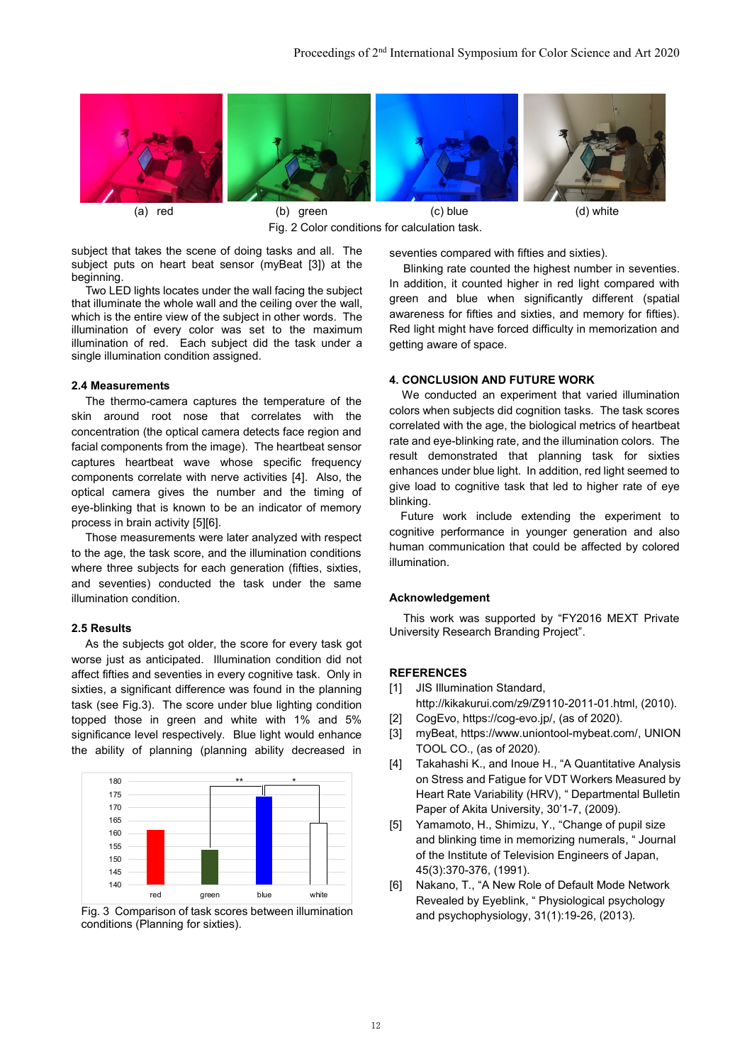(a) red (b) green (c) blue (d) white

Fig. 2 Color conditions for calculation task.

subject that takes the scene of doing tasks and all. The subject puts on heart beat sensor (myBeat [3]) at the beginning.

Two LED lights locates under the wall facing the subject that illuminate the whole wall and the ceiling over the wall, which is the entire view of the subject in other words. The illumination of every color was set to the maximum illumination of red. Each subject did the task under a single illumination condition assigned.

### 2.4 Measurements

The thermo-camera captures the temperature of the skin around root nose that correlates with the concentration (the optical camera detects face region and facial components from the image). The heartbeat sensor captures heartbeat wave whose specific frequency components correlate with nerve activities [4]. Also, the optical camera gives the number and the timing of eye-blinking that is known to be an indicator of memory process in brain activity [5][6].

Those measurements were later analyzed with respect to the age, the task score, and the illumination conditions where three subjects for each generation (fifties, sixties, and seventies) conducted the task under the same illumination condition.

### 2.5 Results

As the subjects got older, the score for every task got worse just as anticipated. Illumination condition did not affect fifties and seventies in every cognitive task. Only in sixties, a significant difference was found in the planning task (see Fig.3). The score under blue lighting condition topped those in green and white with 1% and 5% significance level respectively. Blue light would enhance the ability of planning (planning ability decreased in

180
175
170
165
160
155
150
145
140

**
*

red
green
blue
white

Fig. 3 Comparison of task scores between illumination conditions (Planning for sixties).

seventies compared with fifties and sixties).

Blinking rate counted the highest number in seventies. In addition, it counted higher in red light compared with green and blue when significantly different (spatial awareness for fifties and sixties, and memory for fifties). Red light might have forced difficulty in memorization and getting aware of space.

## 4. CONCLUSION AND FUTURE WORK

We conducted an experiment that varied illumination colors when subjects did cognition tasks. The task scores correlated with the age, the biological metrics of heartbeat rate and eye-blinking rate, and the illumination colors. The result demonstrated that planning task for sixties enhances under blue light. In addition, red light seemed to give load to cognitive task that led to higher rate of eye blinking.

Future work include extending the experiment to cognitive performance in younger generation and also human communication that could be affected by colored illumination.

### Acknowledgement

This work was supported by "FY2016 MEXT Private University Research Branding Project".

### REFERENCES

[1] JIS Illumination Standard, http://kikakurui.com/z9/Z9110-2011-01.html, (2010).

[2] CogEvo, https://cog-evo.jp/, (as of 2020).

[3] myBeat, https://www.uniontool-mybeat.com/, UNION TOOL CO., (as of 2020).

[4] Takahashi K., and Inoue H., "A Quantitative Analysis on Stress and Fatigue for VDT Workers Measured by Heart Rate Variability (HRV), " Departmental Bulletin Paper of Akita University, 30'1-7, (2009).

[5] Yamamoto, H., Shimizu, Y., "Change of pupil size and blinking time in memorizing numerals, " Journal of the Institute of Television Engineers of Japan, 45(3):370-376, (1991).

[6] Nakano, T., "A New Role of Default Mode Network Revealed by Eyeblink, " Physiological psychology and psychophysiology, 31(1):19-26, (2013).